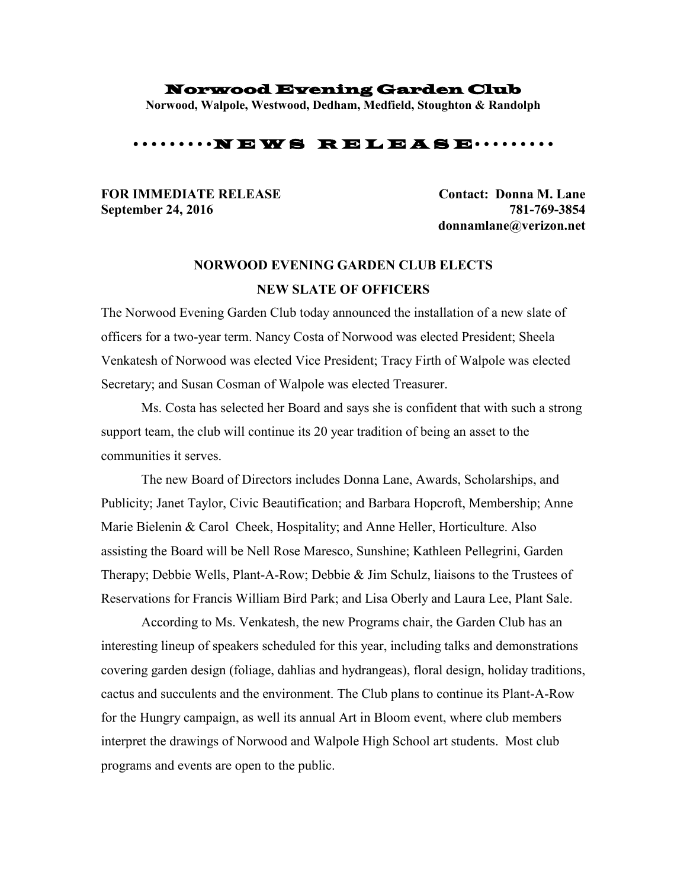# Norwood Evening Garden Club

**Norwood, Walpole, Westwood, Dedham, Medfield, Stoughton & Randolph**

•••••••••NEWS RELEASE•••••••••

**FOR IMMEDIATE RELEASE**
**September 24, 2016**

**Contact: Donna M. Lane**
**781-769-3854**
**donnamlane@verizon.net**

## NORWOOD EVENING GARDEN CLUB ELECTS NEW SLATE OF OFFICERS

The Norwood Evening Garden Club today announced the installation of a new slate of officers for a two-year term. Nancy Costa of Norwood was elected President; Sheela Venkatesh of Norwood was elected Vice President; Tracy Firth of Walpole was elected Secretary; and Susan Cosman of Walpole was elected Treasurer.

Ms. Costa has selected her Board and says she is confident that with such a strong support team, the club will continue its 20 year tradition of being an asset to the communities it serves.

The new Board of Directors includes Donna Lane, Awards, Scholarships, and Publicity; Janet Taylor, Civic Beautification; and Barbara Hopcroft, Membership; Anne Marie Bielenin & Carol Cheek, Hospitality; and Anne Heller, Horticulture. Also assisting the Board will be Nell Rose Maresco, Sunshine; Kathleen Pellegrini, Garden Therapy; Debbie Wells, Plant-A-Row; Debbie & Jim Schulz, liaisons to the Trustees of Reservations for Francis William Bird Park; and Lisa Oberly and Laura Lee, Plant Sale.

According to Ms. Venkatesh, the new Programs chair, the Garden Club has an interesting lineup of speakers scheduled for this year, including talks and demonstrations covering garden design (foliage, dahlias and hydrangeas), floral design, holiday traditions, cactus and succulents and the environment. The Club plans to continue its Plant-A-Row for the Hungry campaign, as well its annual Art in Bloom event, where club members interpret the drawings of Norwood and Walpole High School art students. Most club programs and events are open to the public.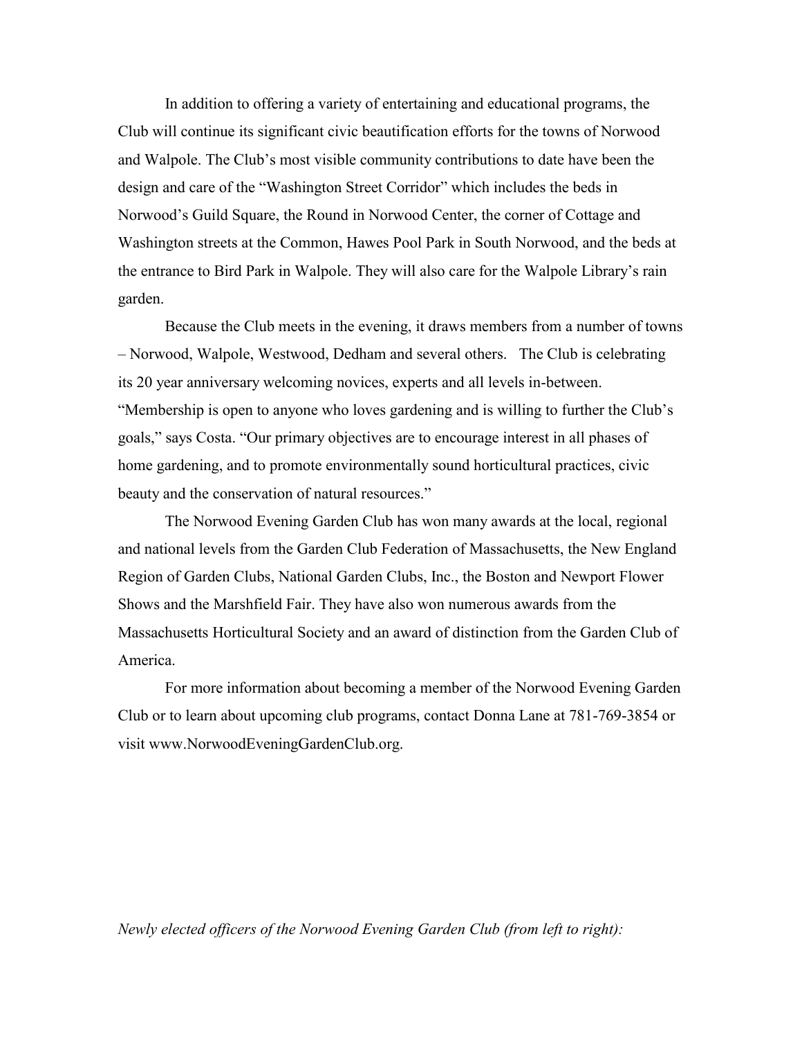In addition to offering a variety of entertaining and educational programs, the Club will continue its significant civic beautification efforts for the towns of Norwood and Walpole. The Club's most visible community contributions to date have been the design and care of the "Washington Street Corridor" which includes the beds in Norwood's Guild Square, the Round in Norwood Center, the corner of Cottage and Washington streets at the Common, Hawes Pool Park in South Norwood, and the beds at the entrance to Bird Park in Walpole. They will also care for the Walpole Library's rain garden.

Because the Club meets in the evening, it draws members from a number of towns – Norwood, Walpole, Westwood, Dedham and several others. The Club is celebrating its 20 year anniversary welcoming novices, experts and all levels in-between. "Membership is open to anyone who loves gardening and is willing to further the Club's goals," says Costa. "Our primary objectives are to encourage interest in all phases of home gardening, and to promote environmentally sound horticultural practices, civic beauty and the conservation of natural resources."

The Norwood Evening Garden Club has won many awards at the local, regional and national levels from the Garden Club Federation of Massachusetts, the New England Region of Garden Clubs, National Garden Clubs, Inc., the Boston and Newport Flower Shows and the Marshfield Fair. They have also won numerous awards from the Massachusetts Horticultural Society and an award of distinction from the Garden Club of America.

For more information about becoming a member of the Norwood Evening Garden Club or to learn about upcoming club programs, contact Donna Lane at 781-769-3854 or visit www.NorwoodEveningGardenClub.org.

*Newly elected officers of the Norwood Evening Garden Club (from left to right):*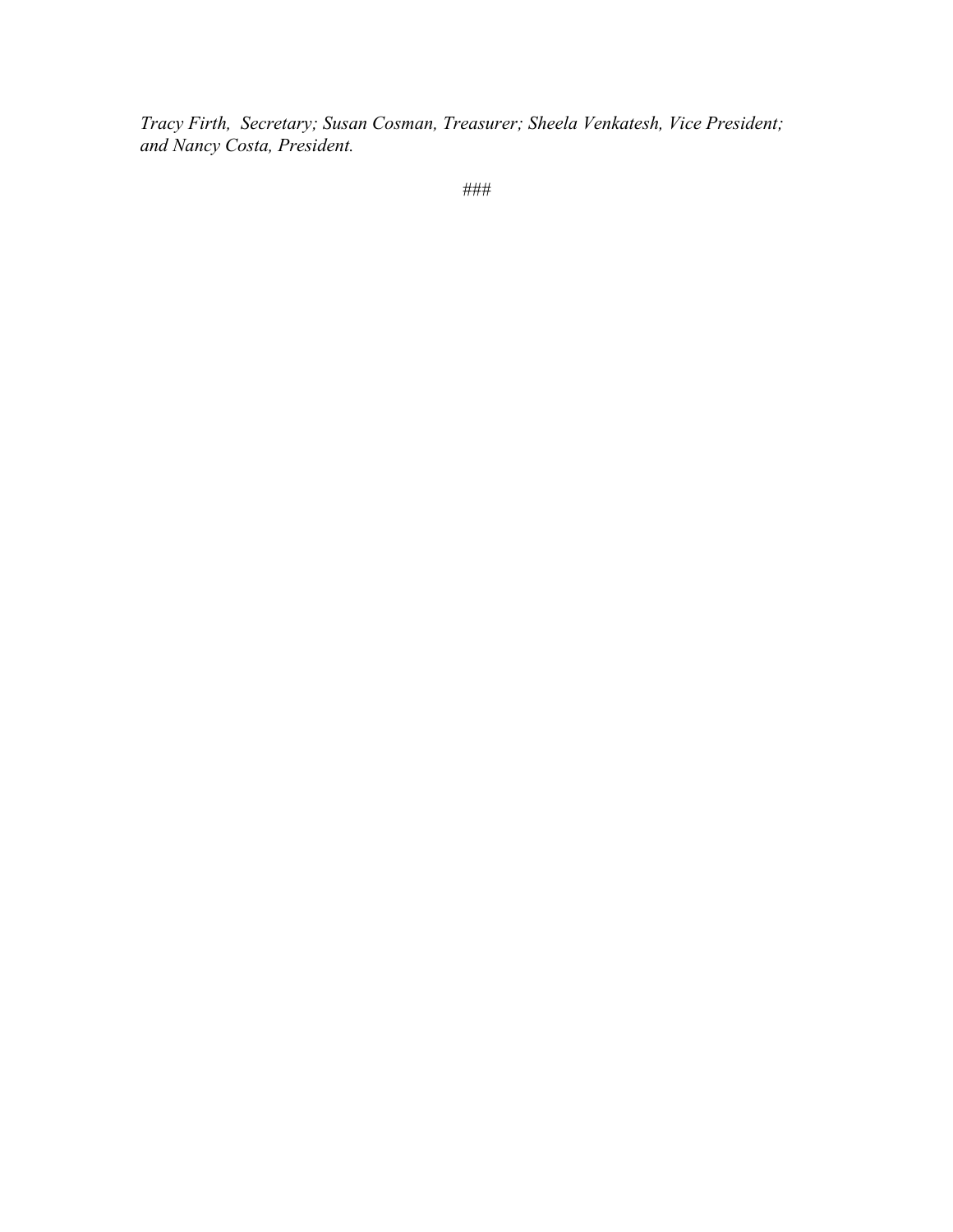*Tracy Firth, Secretary; Susan Cosman, Treasurer; Sheela Venkatesh, Vice President; and Nancy Costa, President.*

###